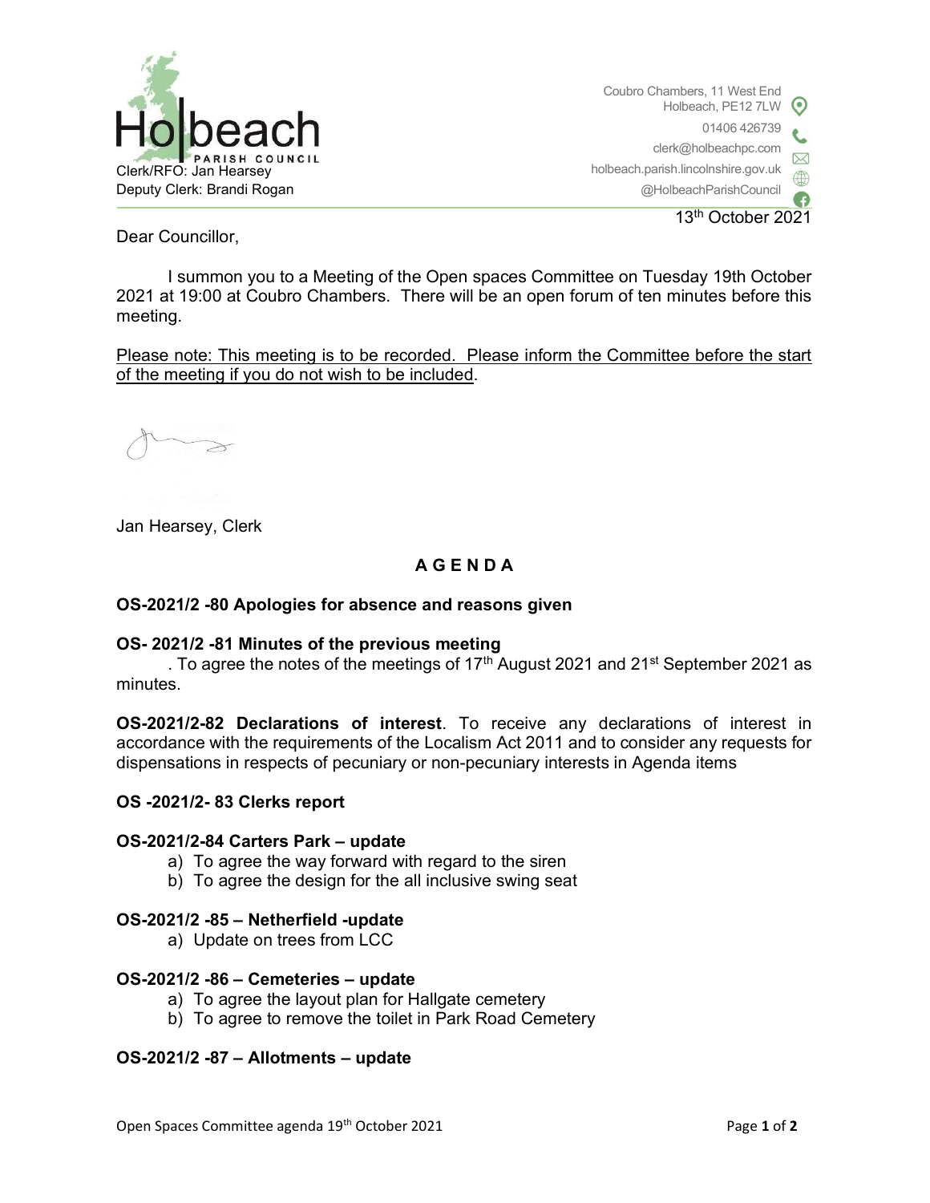Holbeach PARISH COUNCIL

Clerk/RFO: Jan Hearsey
Deputy Clerk: Brandi Rogan

Coubro Chambers, 11 West End
Holbeach, PE12 7LW
01406 426739
clerk@holbeachpc.com
holbeach.parish.lincolnshire.gov.uk
@HolbeachParishCouncil

13th October 2021

Dear Councillor,

I summon you to a Meeting of the Open spaces Committee on Tuesday 19th October 2021 at 19:00 at Coubro Chambers. There will be an open forum of ten minutes before this meeting.

Please note: This meeting is to be recorded. Please inform the Committee before the start of the meeting if you do not wish to be included.

Jan Hearsey, Clerk

## A G E N D A

**OS-2021/2 -80 Apologies for absence and reasons given**

**OS- 2021/2 -81 Minutes of the previous meeting**

. To agree the notes of the meetings of 17th August 2021 and 21st September 2021 as minutes.

**OS-2021/2-82 Declarations of interest**. To receive any declarations of interest in accordance with the requirements of the Localism Act 2011 and to consider any requests for dispensations in respects of pecuniary or non-pecuniary interests in Agenda items

**OS -2021/2- 83 Clerks report**

**OS-2021/2-84 Carters Park – update**

a) To agree the way forward with regard to the siren
b) To agree the design for the all inclusive swing seat

**OS-2021/2 -85 – Netherfield -update**

a) Update on trees from LCC

**OS-2021/2 -86 – Cemeteries – update**

a) To agree the layout plan for Hallgate cemetery
b) To agree to remove the toilet in Park Road Cemetery

**OS-2021/2 -87 – Allotments – update**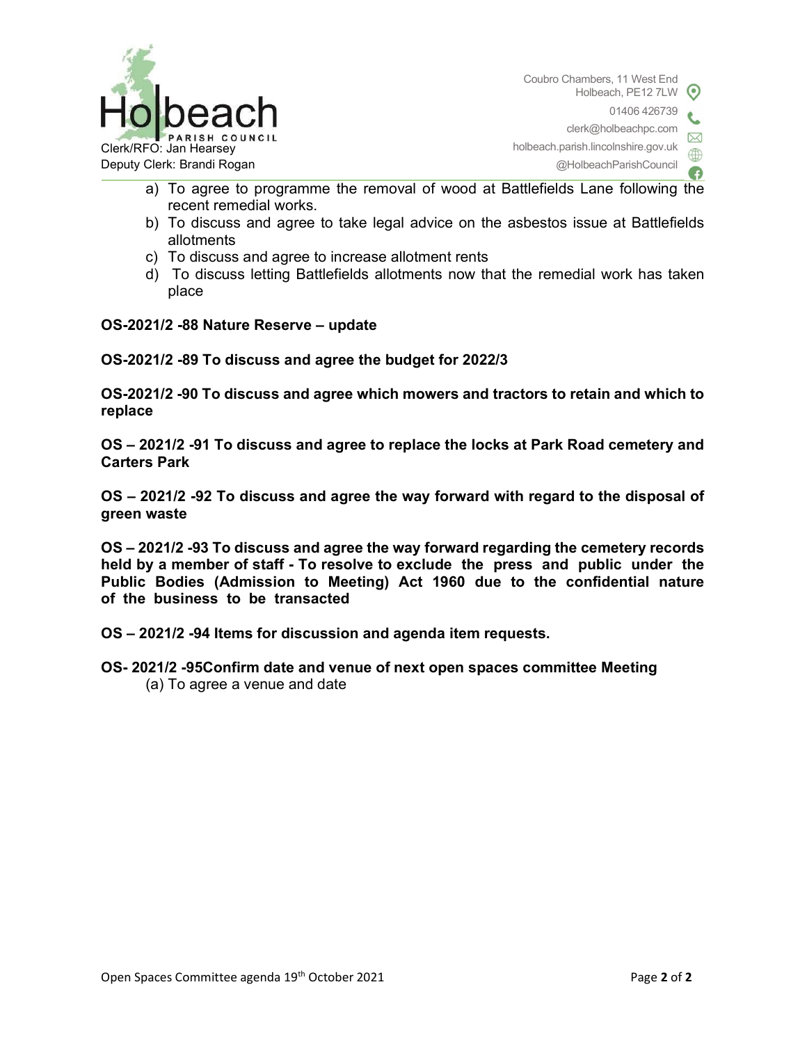a) To agree to programme the removal of wood at Battlefields Lane following the recent remedial works.
b) To discuss and agree to take legal advice on the asbestos issue at Battlefields allotments
c) To discuss and agree to increase allotment rents
d) To discuss letting Battlefields allotments now that the remedial work has taken place

**OS-2021/2 -88 Nature Reserve – update**

**OS-2021/2 -89 To discuss and agree the budget for 2022/3**

**OS-2021/2 -90 To discuss and agree which mowers and tractors to retain and which to replace**

**OS – 2021/2 -91 To discuss and agree to replace the locks at Park Road cemetery and Carters Park**

**OS – 2021/2 -92 To discuss and agree the way forward with regard to the disposal of green waste**

**OS – 2021/2 -93 To discuss and agree the way forward regarding the cemetery records held by a member of staff - To resolve to exclude the press and public under the Public Bodies (Admission to Meeting) Act 1960 due to the confidential nature of the business to be transacted**

**OS – 2021/2 -94 Items for discussion and agenda item requests.**

**OS- 2021/2 -95Confirm date and venue of next open spaces committee Meeting**

(a) To agree a venue and date